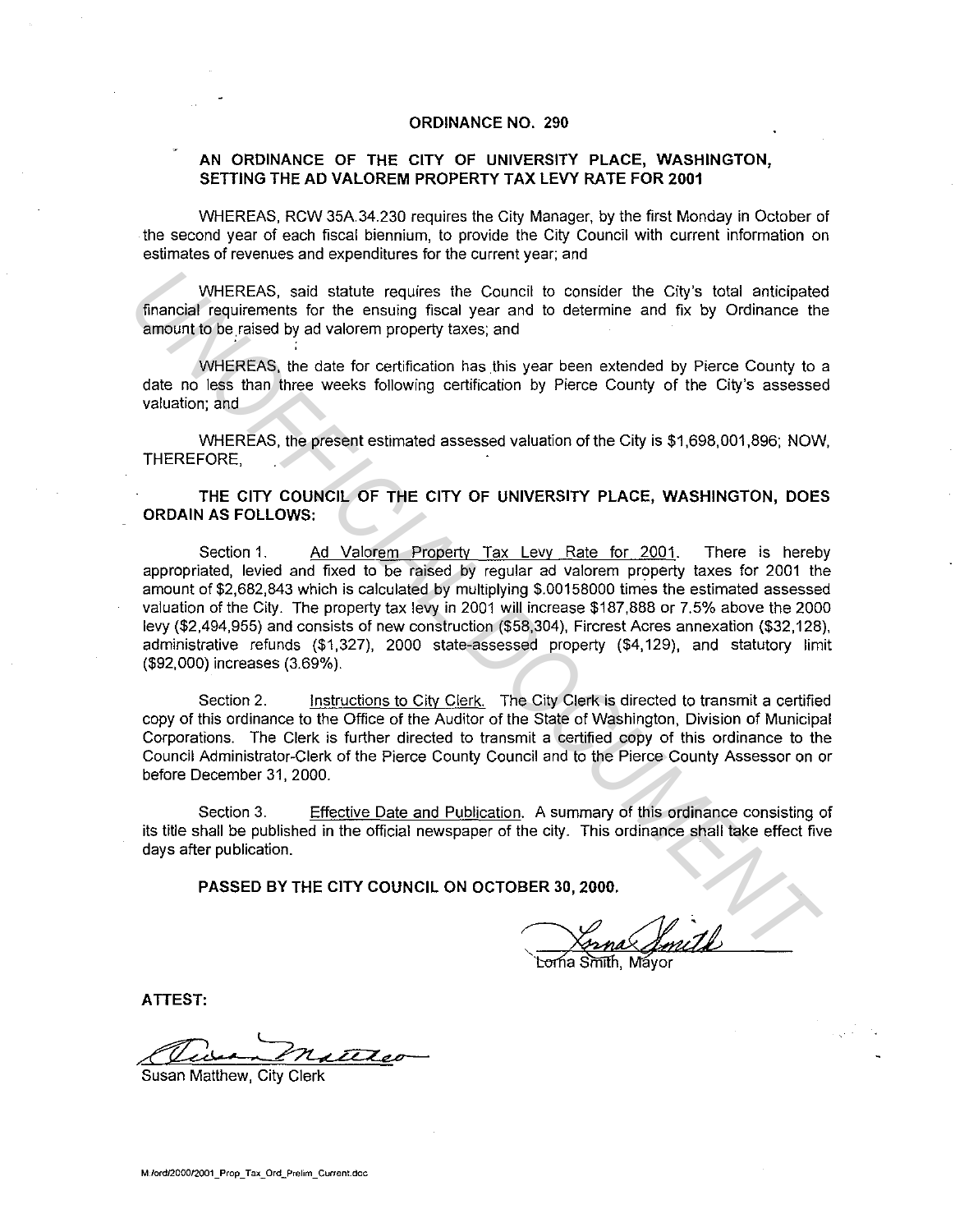# ORDINANCE NO. 290

## AN ORDINANCE OF THE CITY OF UNIVERSITY PLACE, WASHINGTON, SETTING THE AD VALOREM PROPERTY TAX LEVY RATE FOR 2001

WHEREAS, RCW 35A.34.230 requires the City Manager, by the first Monday in October of the second year of each fiscal biennium, to provide the City Council with current information on estimates of revenues and expenditures for the current year; and

WHEREAS, said statute requires the Council to consider the City's total anticipated financial requirements for the ensuing fiscal year and to determine and fix by Ordinance the amount to be raised by ad valorem property taxes; and

WHEREAS, the date for certification has this year been extended by Pierce County to a date no less than three weeks following certification by Pierce County of the City's assessed valuation; and

WHEREAS, the present estimated assessed valuation of the City is $1,698,001,896; NOW, THEREFORE,

**THE CITY COUNCIL OF THE CITY OF UNIVERSITY PLACE, WASHINGTON, DOES ORDAIN AS FOLLOWS:**

Section 1. Ad Valorem Property Tax Levy Rate for 2001. There is hereby appropriated, levied and fixed to be raised by regular ad valorem property taxes for 2001 the amount of $2,682,843 which is calculated by multiplying $.00158000 times the estimated assessed valuation of the City. The property tax levy in 2001 will increase $187,888 or 7.5% above the 2000 levy ($2,494,955) and consists of new construction ($58,304), Fircrest Acres annexation ($32,128), administrative refunds ($1,327), 2000 state-assessed property ($4,129), and statutory limit ($92,000) increases (3.69%).

Section 2. Instructions to City Clerk. The City Clerk is directed to transmit a certified copy of this ordinance to the Office of the Auditor of the State of Washington, Division of Municipal Corporations. The Clerk is further directed to transmit a certified copy of this ordinance to the Council Administrator-Clerk of the Pierce County Council and to the Pierce County Assessor on or before December 31, 2000.

Section 3. Effective Date and Publication. A summary of this ordinance consisting of its title shall be published in the official newspaper of the city. This ordinance shall take effect five days after publication.

**PASSED BY THE CITY COUNCIL ON OCTOBER 30, 2000.**

Lorna Smith, Mayor

**ATTEST:**

Susan Matthew, City Clerk

M:/ord/2000/2001_Prop_Tax_Ord_Prelim_Current.doc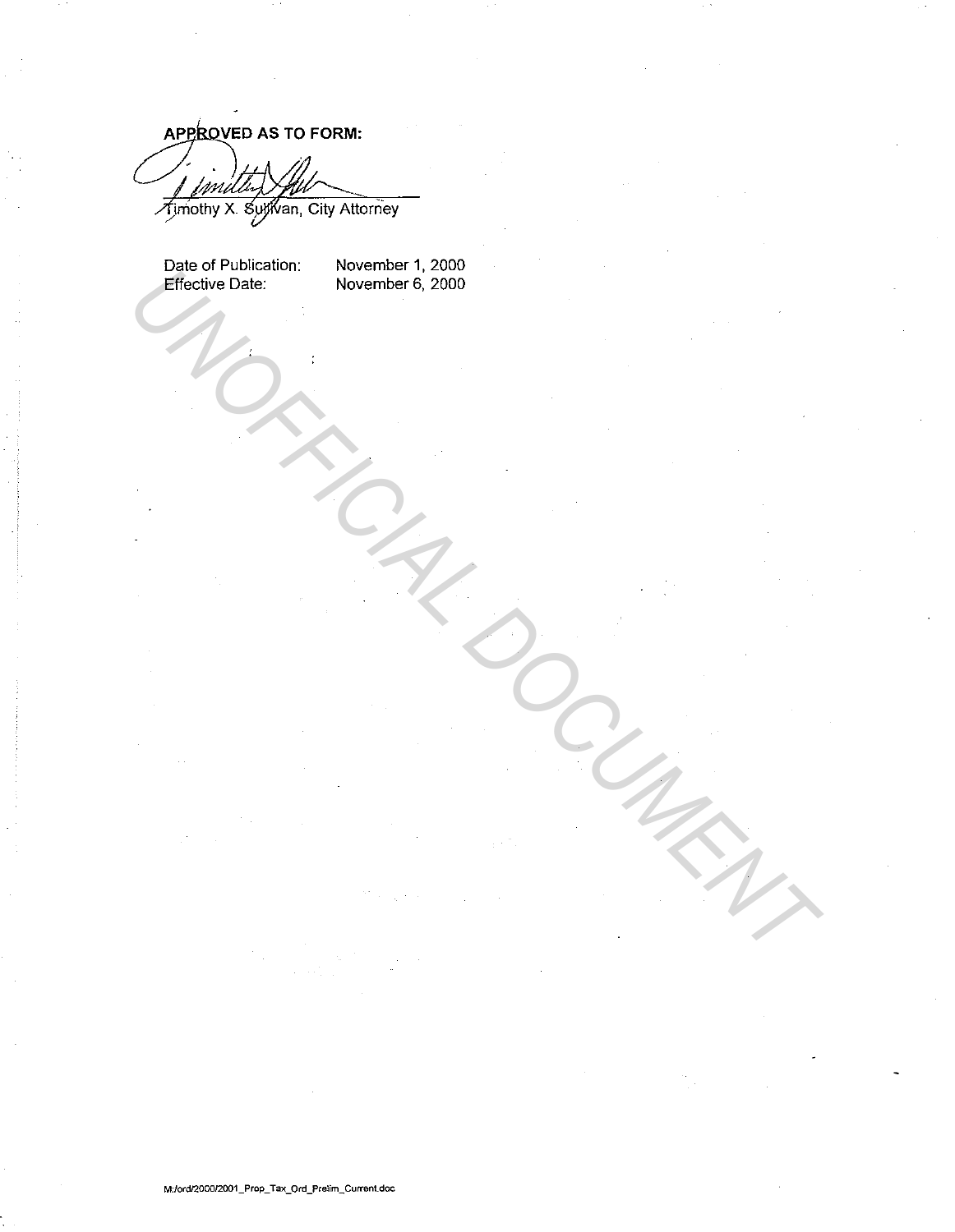**APPROVED AS TO FORM:**

Timothy X. Sullivan, City Attorney

| | |
|---|---|
| Date of Publication: | November 1, 2000 |
| Effective Date: | November 6, 2000 |

UNOFFICIAL DOCUMENT

M:/ord/2000/2001_Prop_Tax_Ord_Prelim_Current.doc